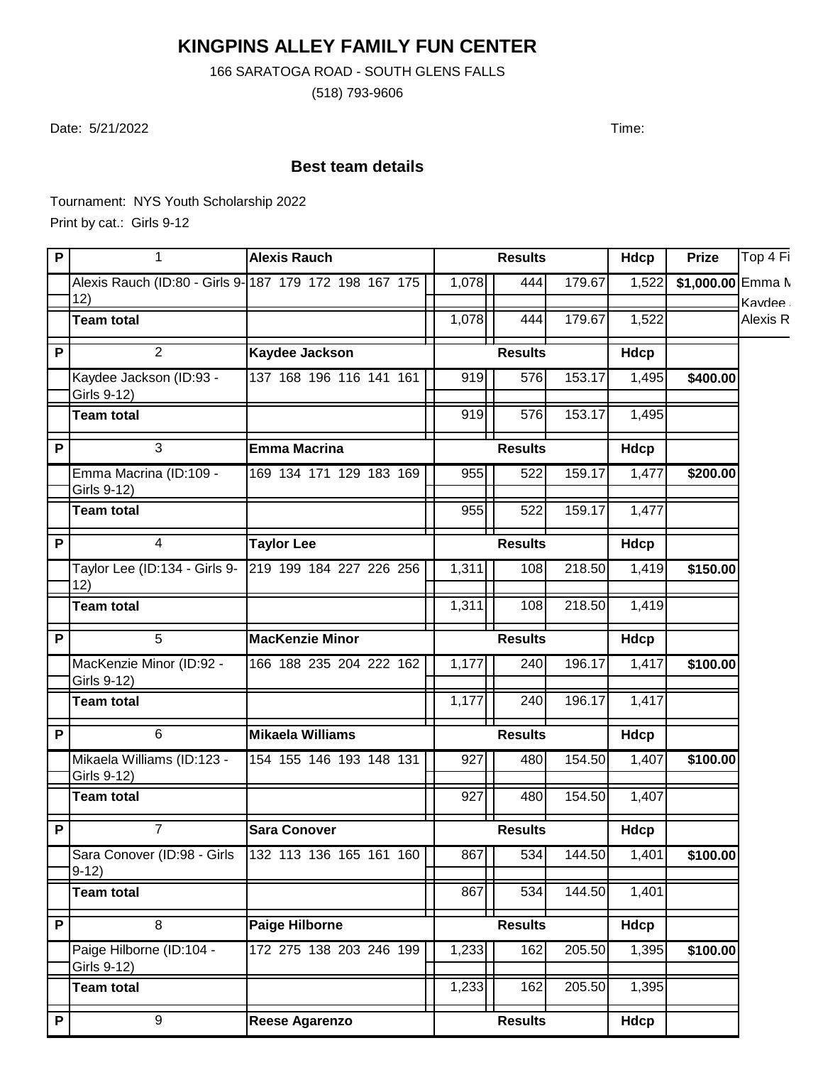# KINGPINS ALLEY FAMILY FUN CENTER

166 SARATOGA ROAD - SOUTH GLENS FALLS

(518) 793-9606

Date: 5/21/2022

Time:

## Best team details

Tournament: NYS Youth Scholarship 2022

Print by cat.: Girls 9-12

| P | 1 | Alexis Rauch | Results | | | Hdcp | Prize | Top 4 Fi |
|---|---|---|---|---|---|---|---|---|
| | Alexis Rauch (ID:80 - Girls 9-12) | 187 179 172 198 167 175 | 1,078 | 444 | 179.67 | 1,522 | $1,000.00 | Emma M |
| | | | | | | | | Kaydee J |
| | Team total | | 1,078 | 444 | 179.67 | 1,522 | | Alexis R |
| P | 2 | Kaydee Jackson | Results | | | Hdcp | | |
| | Kaydee Jackson (ID:93 - Girls 9-12) | 137 168 196 116 141 161 | 919 | 576 | 153.17 | 1,495 | $400.00 | |
| | Team total | | 919 | 576 | 153.17 | 1,495 | | |
| P | 3 | Emma Macrina | Results | | | Hdcp | | |
| | Emma Macrina (ID:109 - Girls 9-12) | 169 134 171 129 183 169 | 955 | 522 | 159.17 | 1,477 | $200.00 | |
| | Team total | | 955 | 522 | 159.17 | 1,477 | | |
| P | 4 | Taylor Lee | Results | | | Hdcp | | |
| | Taylor Lee (ID:134 - Girls 9-12) | 219 199 184 227 226 256 | 1,311 | 108 | 218.50 | 1,419 | $150.00 | |
| | Team total | | 1,311 | 108 | 218.50 | 1,419 | | |
| P | 5 | MacKenzie Minor | Results | | | Hdcp | | |
| | MacKenzie Minor (ID:92 - Girls 9-12) | 166 188 235 204 222 162 | 1,177 | 240 | 196.17 | 1,417 | $100.00 | |
| | Team total | | 1,177 | 240 | 196.17 | 1,417 | | |
| P | 6 | Mikaela Williams | Results | | | Hdcp | | |
| | Mikaela Williams (ID:123 - Girls 9-12) | 154 155 146 193 148 131 | 927 | 480 | 154.50 | 1,407 | $100.00 | |
| | Team total | | 927 | 480 | 154.50 | 1,407 | | |
| P | 7 | Sara Conover | Results | | | Hdcp | | |
| | Sara Conover (ID:98 - Girls 9-12) | 132 113 136 165 161 160 | 867 | 534 | 144.50 | 1,401 | $100.00 | |
| | Team total | | 867 | 534 | 144.50 | 1,401 | | |
| P | 8 | Paige Hilborne | Results | | | Hdcp | | |
| | Paige Hilborne (ID:104 - Girls 9-12) | 172 275 138 203 246 199 | 1,233 | 162 | 205.50 | 1,395 | $100.00 | |
| | Team total | | 1,233 | 162 | 205.50 | 1,395 | | |
| P | 9 | Reese Agarenzo | Results | | | Hdcp | | |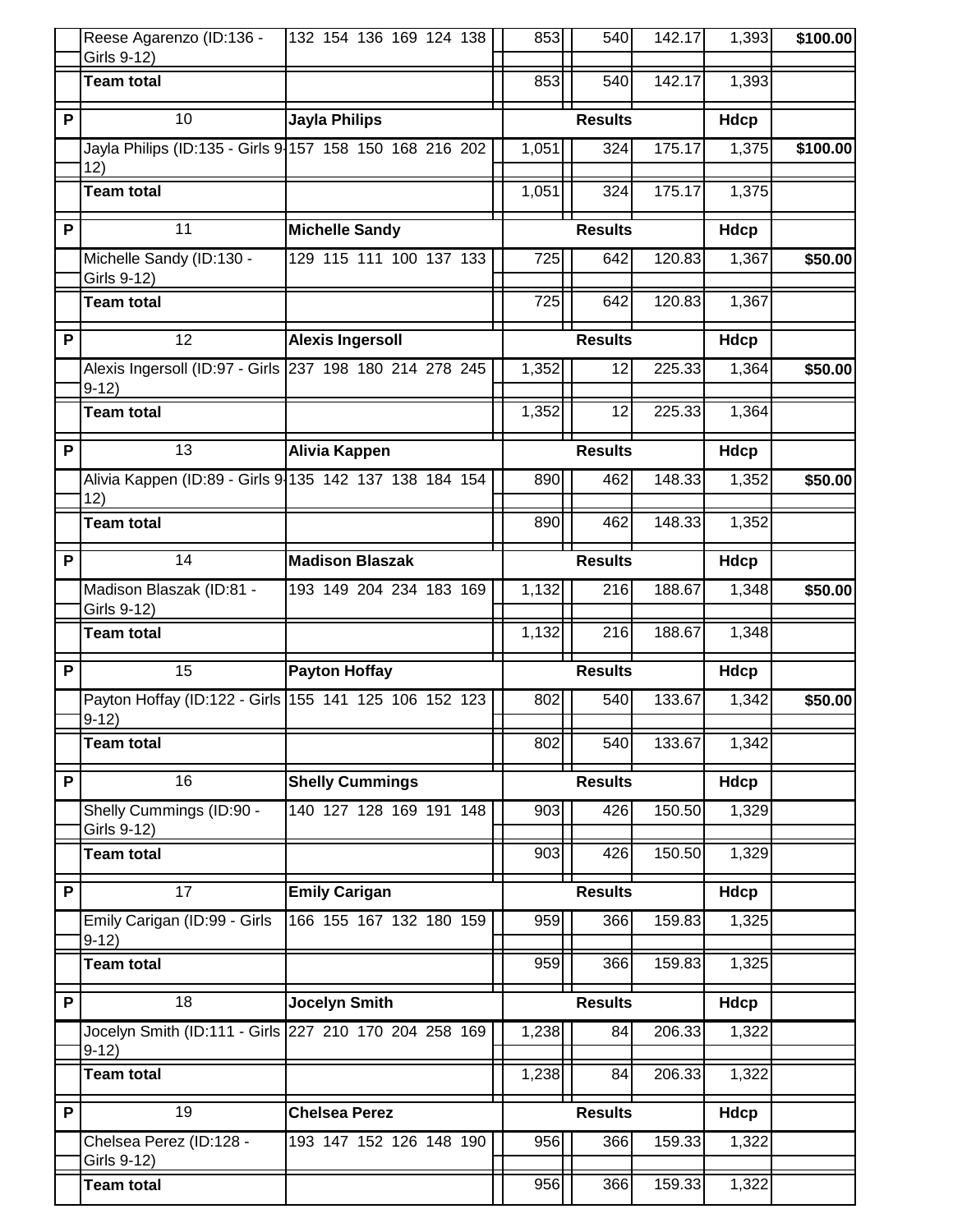| | | | | | | | |
|---|---|---|---|---|---|---|---|
| | Reese Agarenzo (ID:136 - Girls 9-12) | 132 154 136 169 124 138 | 853 | 540 | 142.17 | 1,393 | $100.00 |
| | **Team total** | | 853 | 540 | 142.17 | 1,393 | |
| **P** | 10 | **Jayla Philips** | | **Results** | | **Hdcp** | |
| | Jayla Philips (ID:135 - Girls 9-12) | 157 158 150 168 216 202 | 1,051 | 324 | 175.17 | 1,375 | $100.00 |
| | **Team total** | | 1,051 | 324 | 175.17 | 1,375 | |
| **P** | 11 | **Michelle Sandy** | | **Results** | | **Hdcp** | |
| | Michelle Sandy (ID:130 - Girls 9-12) | 129 115 111 100 137 133 | 725 | 642 | 120.83 | 1,367 | $50.00 |
| | **Team total** | | 725 | 642 | 120.83 | 1,367 | |
| **P** | 12 | **Alexis Ingersoll** | | **Results** | | **Hdcp** | |
| | Alexis Ingersoll (ID:97 - Girls 9-12) | 237 198 180 214 278 245 | 1,352 | 12 | 225.33 | 1,364 | $50.00 |
| | **Team total** | | 1,352 | 12 | 225.33 | 1,364 | |
| **P** | 13 | **Alivia Kappen** | | **Results** | | **Hdcp** | |
| | Alivia Kappen (ID:89 - Girls 9-12) | 135 142 137 138 184 154 | 890 | 462 | 148.33 | 1,352 | $50.00 |
| | **Team total** | | 890 | 462 | 148.33 | 1,352 | |
| **P** | 14 | **Madison Blaszak** | | **Results** | | **Hdcp** | |
| | Madison Blaszak (ID:81 - Girls 9-12) | 193 149 204 234 183 169 | 1,132 | 216 | 188.67 | 1,348 | $50.00 |
| | **Team total** | | 1,132 | 216 | 188.67 | 1,348 | |
| **P** | 15 | **Payton Hoffay** | | **Results** | | **Hdcp** | |
| | Payton Hoffay (ID:122 - Girls 9-12) | 155 141 125 106 152 123 | 802 | 540 | 133.67 | 1,342 | $50.00 |
| | **Team total** | | 802 | 540 | 133.67 | 1,342 | |
| **P** | 16 | **Shelly Cummings** | | **Results** | | **Hdcp** | |
| | Shelly Cummings (ID:90 - Girls 9-12) | 140 127 128 169 191 148 | 903 | 426 | 150.50 | 1,329 | |
| | **Team total** | | 903 | 426 | 150.50 | 1,329 | |
| **P** | 17 | **Emily Carigan** | | **Results** | | **Hdcp** | |
| | Emily Carigan (ID:99 - Girls 9-12) | 166 155 167 132 180 159 | 959 | 366 | 159.83 | 1,325 | |
| | **Team total** | | 959 | 366 | 159.83 | 1,325 | |
| **P** | 18 | **Jocelyn Smith** | | **Results** | | **Hdcp** | |
| | Jocelyn Smith (ID:111 - Girls 9-12) | 227 210 170 204 258 169 | 1,238 | 84 | 206.33 | 1,322 | |
| | **Team total** | | 1,238 | 84 | 206.33 | 1,322 | |
| **P** | 19 | **Chelsea Perez** | | **Results** | | **Hdcp** | |
| | Chelsea Perez (ID:128 - Girls 9-12) | 193 147 152 126 148 190 | 956 | 366 | 159.33 | 1,322 | |
| | **Team total** | | 956 | 366 | 159.33 | 1,322 | |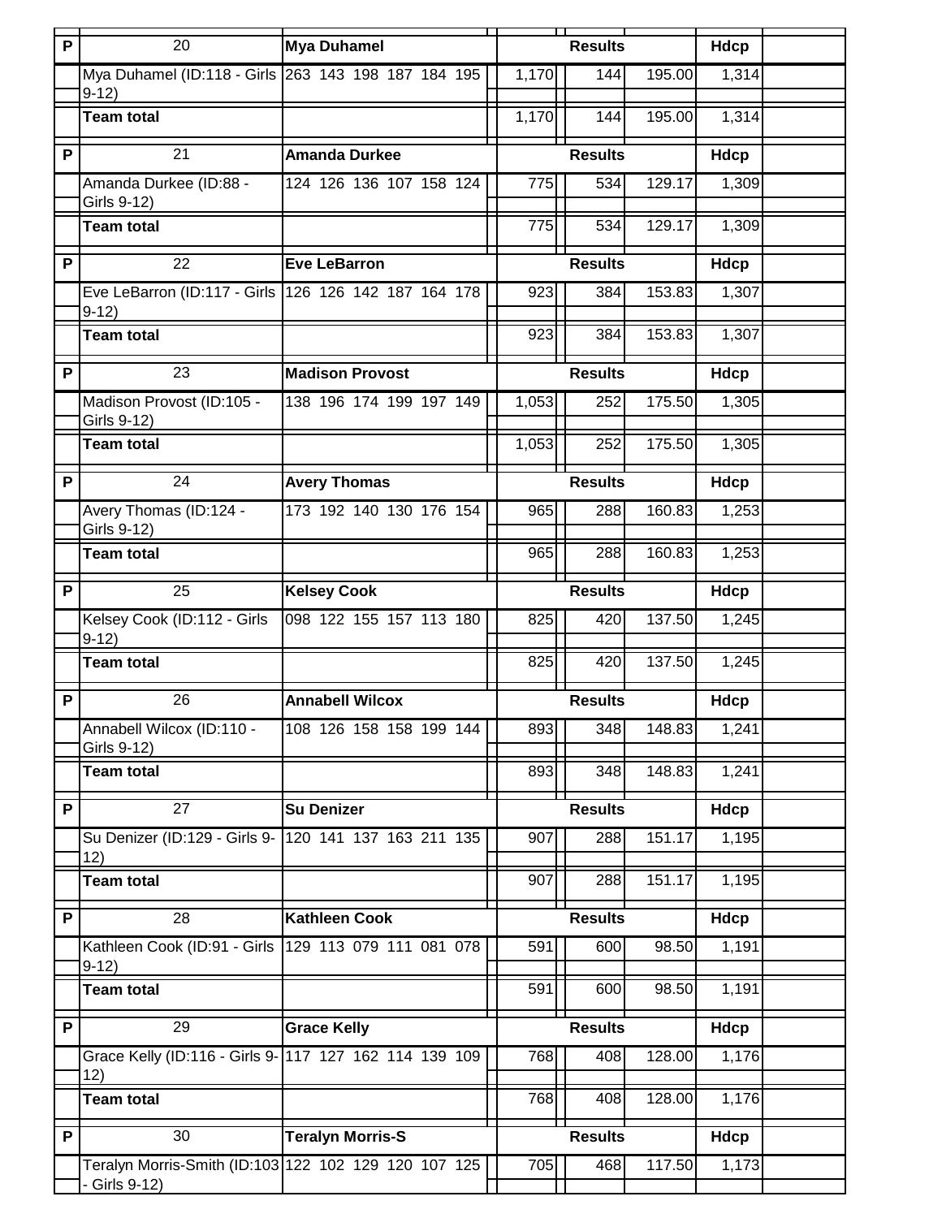| P | 20 | Mya Duhamel | Results | | | Hdcp | |
|---|---|---|---|---|---|---|---|
| | Mya Duhamel (ID:118 - Girls 9-12) | 263 143 198 187 184 195 | 1,170 | 144 | 195.00 | 1,314 | |
| | Team total | | 1,170 | 144 | 195.00 | 1,314 | |
| P | 21 | Amanda Durkee | Results | | | Hdcp | |
| | Amanda Durkee (ID:88 - Girls 9-12) | 124 126 136 107 158 124 | 775 | 534 | 129.17 | 1,309 | |
| | Team total | | 775 | 534 | 129.17 | 1,309 | |
| P | 22 | Eve LeBarron | Results | | | Hdcp | |
| | Eve LeBarron (ID:117 - Girls 9-12) | 126 126 142 187 164 178 | 923 | 384 | 153.83 | 1,307 | |
| | Team total | | 923 | 384 | 153.83 | 1,307 | |
| P | 23 | Madison Provost | Results | | | Hdcp | |
| | Madison Provost (ID:105 - Girls 9-12) | 138 196 174 199 197 149 | 1,053 | 252 | 175.50 | 1,305 | |
| | Team total | | 1,053 | 252 | 175.50 | 1,305 | |
| P | 24 | Avery Thomas | Results | | | Hdcp | |
| | Avery Thomas (ID:124 - Girls 9-12) | 173 192 140 130 176 154 | 965 | 288 | 160.83 | 1,253 | |
| | Team total | | 965 | 288 | 160.83 | 1,253 | |
| P | 25 | Kelsey Cook | Results | | | Hdcp | |
| | Kelsey Cook (ID:112 - Girls 9-12) | 098 122 155 157 113 180 | 825 | 420 | 137.50 | 1,245 | |
| | Team total | | 825 | 420 | 137.50 | 1,245 | |
| P | 26 | Annabell Wilcox | Results | | | Hdcp | |
| | Annabell Wilcox (ID:110 - Girls 9-12) | 108 126 158 158 199 144 | 893 | 348 | 148.83 | 1,241 | |
| | Team total | | 893 | 348 | 148.83 | 1,241 | |
| P | 27 | Su Denizer | Results | | | Hdcp | |
| | Su Denizer (ID:129 - Girls 9-12) | 120 141 137 163 211 135 | 907 | 288 | 151.17 | 1,195 | |
| | Team total | | 907 | 288 | 151.17 | 1,195 | |
| P | 28 | Kathleen Cook | Results | | | Hdcp | |
| | Kathleen Cook (ID:91 - Girls 9-12) | 129 113 079 111 081 078 | 591 | 600 | 98.50 | 1,191 | |
| | Team total | | 591 | 600 | 98.50 | 1,191 | |
| P | 29 | Grace Kelly | Results | | | Hdcp | |
| | Grace Kelly (ID:116 - Girls 9-12) | 117 127 162 114 139 109 | 768 | 408 | 128.00 | 1,176 | |
| | Team total | | 768 | 408 | 128.00 | 1,176 | |
| P | 30 | Teralyn Morris-S | Results | | | Hdcp | |
| | Teralyn Morris-Smith (ID:103 - Girls 9-12) | 122 102 129 120 107 125 | 705 | 468 | 117.50 | 1,173 | |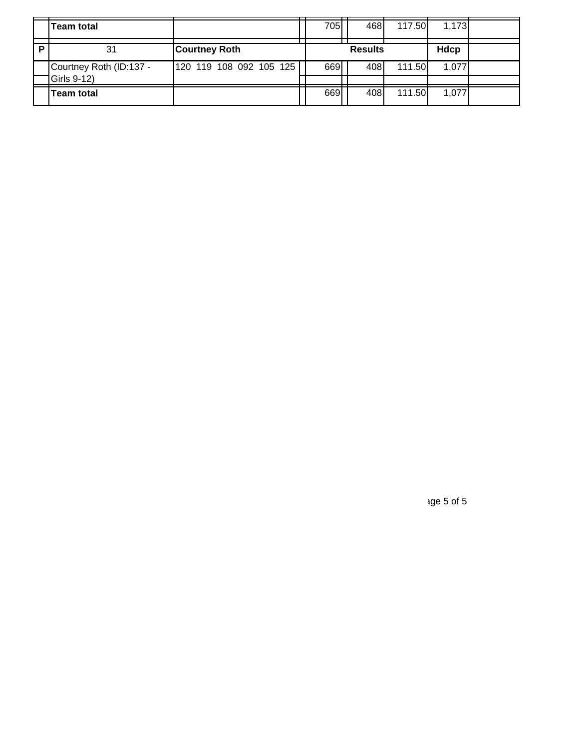| | Team total | | | 705 | | 468 | 117.50 | 1,173 | |
|---|---|---|---|---|---|---|---|---|---|
| **P** | 31 | **Courtney Roth** | | | **Results** | | | **Hdcp** | |
| | Courtney Roth (ID:137 - Girls 9-12) | 120 119 108 092 105 125 | | 669 | | 408 | 111.50 | 1,077 | |
| | **Team total** | | | 669 | | 408 | 111.50 | 1,077 | |